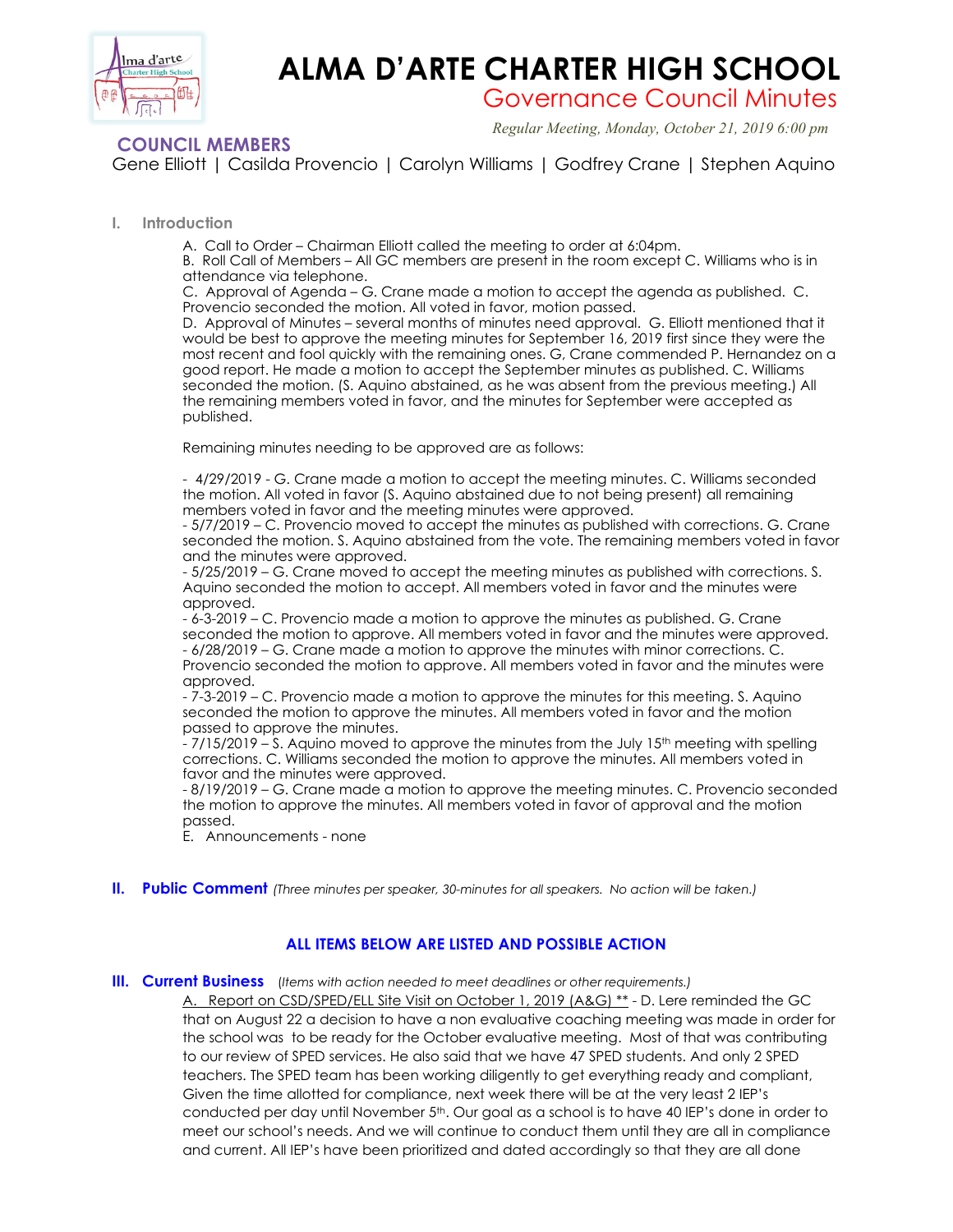# ALMA D'ARTE CHARTER HIGH SCHOOL

## Governance Council Minutes

*Regular Meeting, Monday, October 21, 2019 6:00 pm*

**COUNCIL MEMBERS**

Gene Elliott | Casilda Provencio | Carolyn Williams | Godfrey Crane | Stephen Aquino

### I. Introduction

A. Call to Order – Chairman Elliott called the meeting to order at 6:04pm.

B. Roll Call of Members – All GC members are present in the room except C. Williams who is in attendance via telephone.

C. Approval of Agenda – G. Crane made a motion to accept the agenda as published. C. Provencio seconded the motion. All voted in favor, motion passed.

D. Approval of Minutes – several months of minutes need approval. G. Elliott mentioned that it would be best to approve the meeting minutes for September 16, 2019 first since they were the most recent and fool quickly with the remaining ones. G, Crane commended P. Hernandez on a good report. He made a motion to accept the September minutes as published. C. Williams seconded the motion. (S. Aquino abstained, as he was absent from the previous meeting.) All the remaining members voted in favor, and the minutes for September were accepted as published.

Remaining minutes needing to be approved are as follows:

- 4/29/2019 - G. Crane made a motion to accept the meeting minutes. C. Williams seconded the motion. All voted in favor (S. Aquino abstained due to not being present) all remaining members voted in favor and the meeting minutes were approved.
- 5/7/2019 – C. Provencio moved to accept the minutes as published with corrections. G. Crane seconded the motion. S. Aquino abstained from the vote. The remaining members voted in favor and the minutes were approved.
- 5/25/2019 – G. Crane moved to accept the meeting minutes as published with corrections. S. Aquino seconded the motion to accept. All members voted in favor and the minutes were approved.
- 6-3-2019 – C. Provencio made a motion to approve the minutes as published. G. Crane seconded the motion to approve. All members voted in favor and the minutes were approved.
- 6/28/2019 – G. Crane made a motion to approve the minutes with minor corrections. C. Provencio seconded the motion to approve. All members voted in favor and the minutes were approved.
- 7-3-2019 – C. Provencio made a motion to approve the minutes for this meeting. S. Aquino seconded the motion to approve the minutes. All members voted in favor and the motion passed to approve the minutes.
- 7/15/2019 – S. Aquino moved to approve the minutes from the July 15th meeting with spelling corrections. C. Williams seconded the motion to approve the minutes. All members voted in favor and the minutes were approved.
- 8/19/2019 – G. Crane made a motion to approve the meeting minutes. C. Provencio seconded the motion to approve the minutes. All members voted in favor of approval and the motion passed.

E. Announcements - none

### II. Public Comment *(Three minutes per speaker, 30-minutes for all speakers. No action will be taken.)*

**ALL ITEMS BELOW ARE LISTED AND POSSIBLE ACTION**

### III. Current Business *(Items with action needed to meet deadlines or other requirements.)*

A. Report on CSD/SPED/ELL Site Visit on October 1, 2019 (A&G) ** - D. Lere reminded the GC that on August 22 a decision to have a non evaluative coaching meeting was made in order for the school was to be ready for the October evaluative meeting. Most of that was contributing to our review of SPED services. He also said that we have 47 SPED students. And only 2 SPED teachers. The SPED team has been working diligently to get everything ready and compliant, Given the time allotted for compliance, next week there will be at the very least 2 IEP's conducted per day until November 5th. Our goal as a school is to have 40 IEP's done in order to meet our school's needs. And we will continue to conduct them until they are all in compliance and current. All IEP's have been prioritized and dated accordingly so that they are all done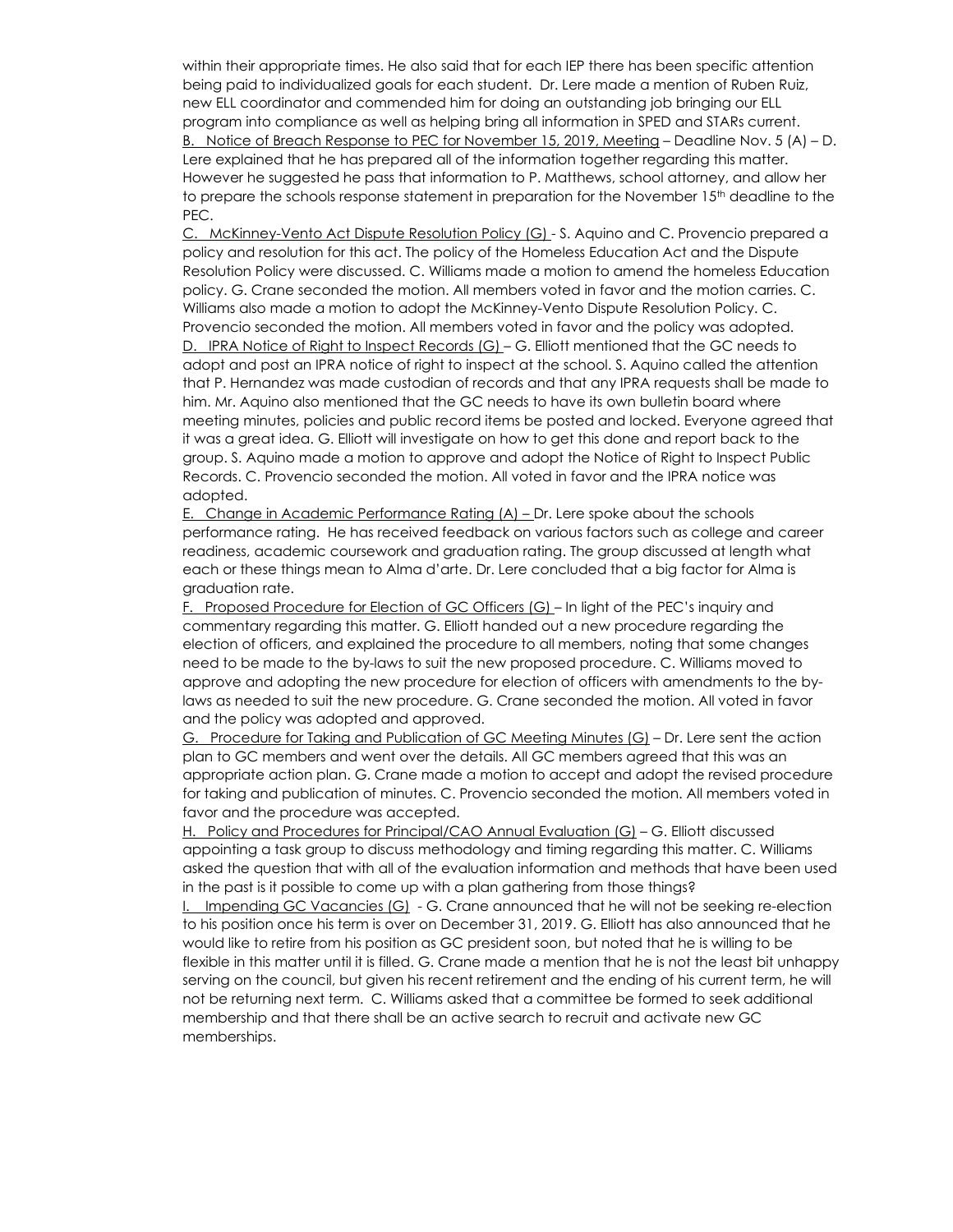within their appropriate times. He also said that for each IEP there has been specific attention being paid to individualized goals for each student. Dr. Lere made a mention of Ruben Ruiz, new ELL coordinator and commended him for doing an outstanding job bringing our ELL program into compliance as well as helping bring all information in SPED and STARs current.

<u>B. Notice of Breach Response to PEC for November 15, 2019, Meeting</u> – Deadline Nov. 5 (A) – D. Lere explained that he has prepared all of the information together regarding this matter. However he suggested he pass that information to P. Matthews, school attorney, and allow her to prepare the schools response statement in preparation for the November 15th deadline to the PEC.

<u>C. McKinney-Vento Act Dispute Resolution Policy (G)</u> - S. Aquino and C. Provencio prepared a policy and resolution for this act. The policy of the Homeless Education Act and the Dispute Resolution Policy were discussed. C. Williams made a motion to amend the homeless Education policy. G. Crane seconded the motion. All members voted in favor and the motion carries. C. Williams also made a motion to adopt the McKinney-Vento Dispute Resolution Policy. C. Provencio seconded the motion. All members voted in favor and the policy was adopted.

<u>D. IPRA Notice of Right to Inspect Records (G)</u> – G. Elliott mentioned that the GC needs to adopt and post an IPRA notice of right to inspect at the school. S. Aquino called the attention that P. Hernandez was made custodian of records and that any IPRA requests shall be made to him. Mr. Aquino also mentioned that the GC needs to have its own bulletin board where meeting minutes, policies and public record items be posted and locked. Everyone agreed that it was a great idea. G. Elliott will investigate on how to get this done and report back to the group. S. Aquino made a motion to approve and adopt the Notice of Right to Inspect Public Records. C. Provencio seconded the motion. All voted in favor and the IPRA notice was adopted.

<u>E. Change in Academic Performance Rating (A) –</u> Dr. Lere spoke about the schools performance rating. He has received feedback on various factors such as college and career readiness, academic coursework and graduation rating. The group discussed at length what each or these things mean to Alma d'arte. Dr. Lere concluded that a big factor for Alma is graduation rate.

<u>F. Proposed Procedure for Election of GC Officers (G)</u> – In light of the PEC's inquiry and commentary regarding this matter. G. Elliott handed out a new procedure regarding the election of officers, and explained the procedure to all members, noting that some changes need to be made to the by-laws to suit the new proposed procedure. C. Williams moved to approve and adopting the new procedure for election of officers with amendments to the by-laws as needed to suit the new procedure. G. Crane seconded the motion. All voted in favor and the policy was adopted and approved.

<u>G. Procedure for Taking and Publication of GC Meeting Minutes (G)</u> – Dr. Lere sent the action plan to GC members and went over the details. All GC members agreed that this was an appropriate action plan. G. Crane made a motion to accept and adopt the revised procedure for taking and publication of minutes. C. Provencio seconded the motion. All members voted in favor and the procedure was accepted.

<u>H. Policy and Procedures for Principal/CAO Annual Evaluation (G)</u> – G. Elliott discussed appointing a task group to discuss methodology and timing regarding this matter. C. Williams asked the question that with all of the evaluation information and methods that have been used in the past is it possible to come up with a plan gathering from those things?

<u>I. Impending GC Vacancies (G)</u> - G. Crane announced that he will not be seeking re-election to his position once his term is over on December 31, 2019. G. Elliott has also announced that he would like to retire from his position as GC president soon, but noted that he is willing to be flexible in this matter until it is filled. G. Crane made a mention that he is not the least bit unhappy serving on the council, but given his recent retirement and the ending of his current term, he will not be returning next term. C. Williams asked that a committee be formed to seek additional membership and that there shall be an active search to recruit and activate new GC memberships.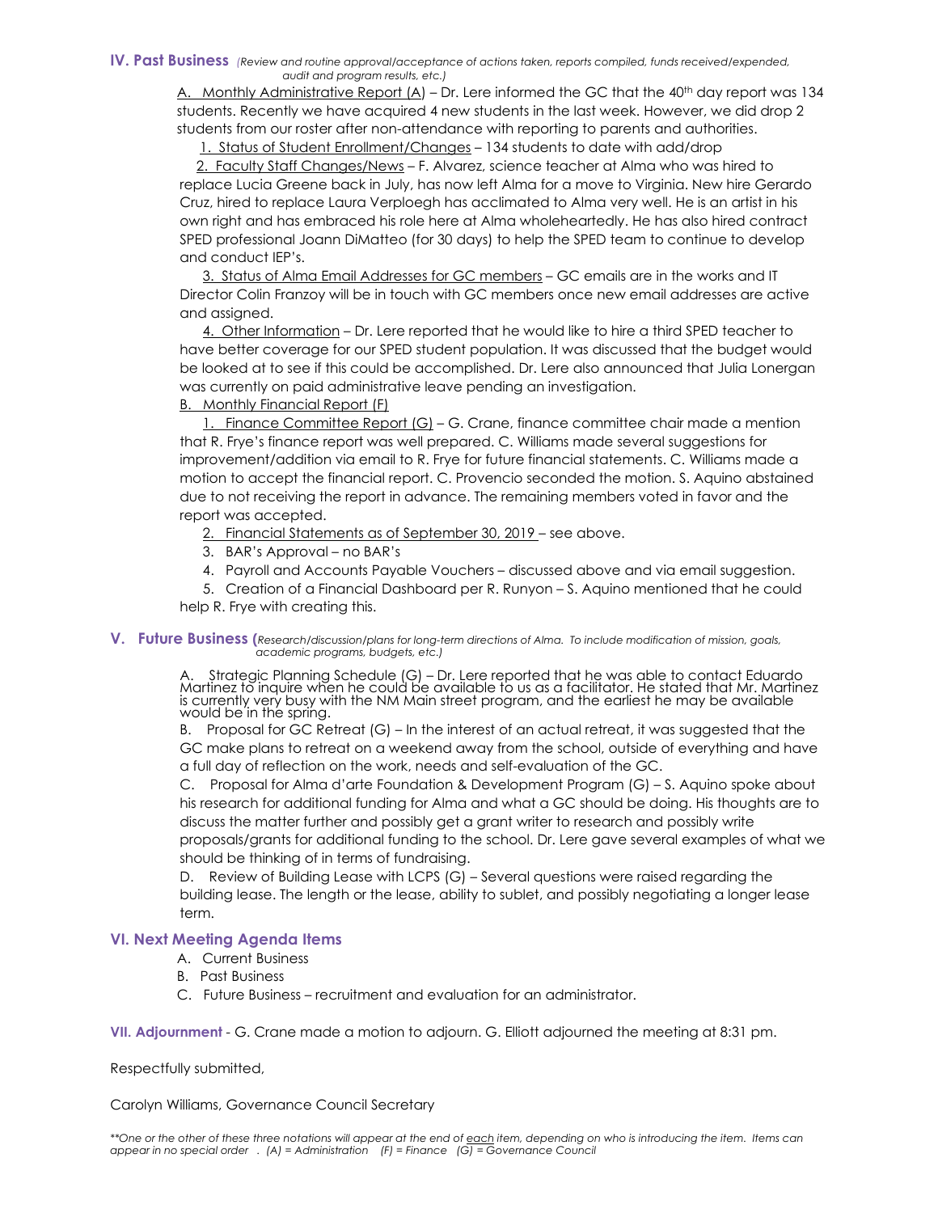## IV. Past Business *(Review and routine approval/acceptance of actions taken, reports compiled, funds received/expended, audit and program results, etc.)*

A. Monthly Administrative Report (A) – Dr. Lere informed the GC that the 40th day report was 134 students. Recently we have acquired 4 new students in the last week. However, we did drop 2 students from our roster after non-attendance with reporting to parents and authorities.

1. Status of Student Enrollment/Changes – 134 students to date with add/drop

2. Faculty Staff Changes/News – F. Alvarez, science teacher at Alma who was hired to replace Lucia Greene back in July, has now left Alma for a move to Virginia. New hire Gerardo Cruz, hired to replace Laura Verploegh has acclimated to Alma very well. He is an artist in his own right and has embraced his role here at Alma wholeheartedly. He has also hired contract SPED professional Joann DiMatteo (for 30 days) to help the SPED team to continue to develop and conduct IEP's.

3. Status of Alma Email Addresses for GC members – GC emails are in the works and IT Director Colin Franzoy will be in touch with GC members once new email addresses are active and assigned.

4. Other Information – Dr. Lere reported that he would like to hire a third SPED teacher to have better coverage for our SPED student population. It was discussed that the budget would be looked at to see if this could be accomplished. Dr. Lere also announced that Julia Lonergan was currently on paid administrative leave pending an investigation.

B. Monthly Financial Report (F)

1. Finance Committee Report (G) – G. Crane, finance committee chair made a mention that R. Frye's finance report was well prepared. C. Williams made several suggestions for improvement/addition via email to R. Frye for future financial statements. C. Williams made a motion to accept the financial report. C. Provencio seconded the motion. S. Aquino abstained due to not receiving the report in advance. The remaining members voted in favor and the report was accepted.

2. Financial Statements as of September 30, 2019 – see above.

3. BAR's Approval – no BAR's

4. Payroll and Accounts Payable Vouchers – discussed above and via email suggestion.

5. Creation of a Financial Dashboard per R. Runyon – S. Aquino mentioned that he could help R. Frye with creating this.

## V. Future Business *(Research/discussion/plans for long-term directions of Alma. To include modification of mission, goals, academic programs, budgets, etc.)*

A. Strategic Planning Schedule (G) – Dr. Lere reported that he was able to contact Eduardo Martinez to inquire when he could be available to us as a facilitator. He stated that Mr. Martinez is currently very busy with the NM Main street program, and the earliest he may be available would be in the spring.

B. Proposal for GC Retreat (G) – In the interest of an actual retreat, it was suggested that the GC make plans to retreat on a weekend away from the school, outside of everything and have a full day of reflection on the work, needs and self-evaluation of the GC.

C. Proposal for Alma d'arte Foundation & Development Program (G) – S. Aquino spoke about his research for additional funding for Alma and what a GC should be doing. His thoughts are to discuss the matter further and possibly get a grant writer to research and possibly write proposals/grants for additional funding to the school. Dr. Lere gave several examples of what we should be thinking of in terms of fundraising.

D. Review of Building Lease with LCPS (G) – Several questions were raised regarding the building lease. The length or the lease, ability to sublet, and possibly negotiating a longer lease term.

## VI. Next Meeting Agenda Items

A. Current Business

B. Past Business

C. Future Business – recruitment and evaluation for an administrator.

**VII. Adjournment** - G. Crane made a motion to adjourn. G. Elliott adjourned the meeting at 8:31 pm.

Respectfully submitted,

Carolyn Williams, Governance Council Secretary

*\*\*One or the other of these three notations will appear at the end of each item, depending on who is introducing the item. Items can appear in no special order . (A) = Administration (F) = Finance (G) = Governance Council*